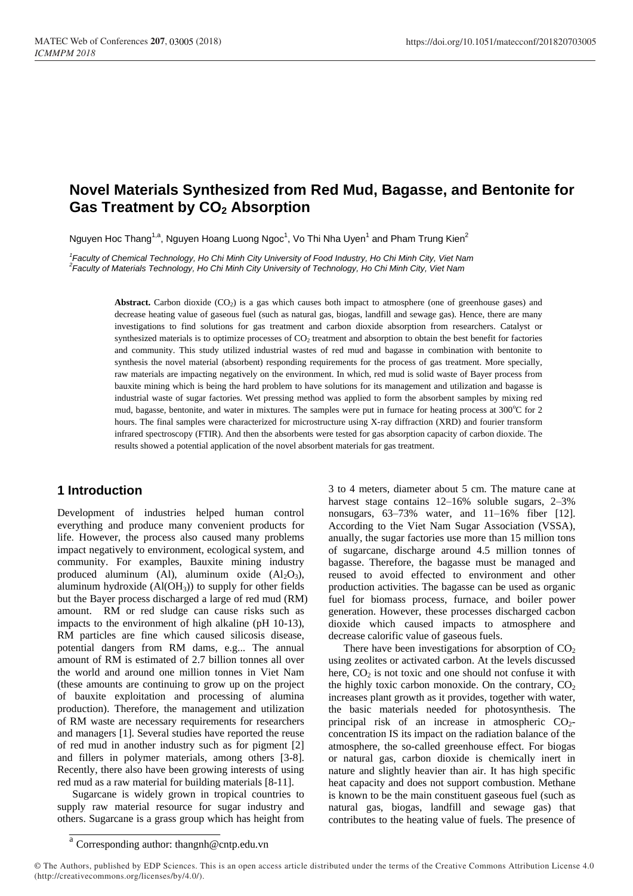# Novel Materials Synthesized from Red Mud, Bagasse, and Bentonite for Gas Treatment by $CO_2$ Absorption

Nguyen Hoc Thang[1,a], Nguyen Hoang Luong Ngoc[1], Vo Thi Nha Uyen[1] and Pham Trung Kien[2]

[1]*Faculty of Chemical Technology, Ho Chi Minh City University of Food Industry, Ho Chi Minh City, Viet Nam*
[2]*Faculty of Materials Technology, Ho Chi Minh City University of Technology, Ho Chi Minh City, Viet Nam*

**Abstract.** Carbon dioxide ($CO_2$) is a gas which causes both impact to atmosphere (one of greenhouse gases) and decrease heating value of gaseous fuel (such as natural gas, biogas, landfill and sewage gas). Hence, there are many investigations to find solutions for gas treatment and carbon dioxide absorption from researchers. Catalyst or synthesized materials is to optimize processes of $CO_2$ treatment and absorption to obtain the best benefit for factories and community. This study utilized industrial wastes of red mud and bagasse in combination with bentonite to synthesis the novel material (absorbent) responding requirements for the process of gas treatment. More specially, raw materials are impacting negatively on the environment. In which, red mud is solid waste of Bayer process from bauxite mining which is being the hard problem to have solutions for its management and utilization and bagasse is industrial waste of sugar factories. Wet pressing method was applied to form the absorbent samples by mixing red mud, bagasse, bentonite, and water in mixtures. The samples were put in furnace for heating process at 300$^o$C for 2 hours. The final samples were characterized for microstructure using X-ray diffraction (XRD) and fourier transform infrared spectroscopy (FTIR). And then the absorbents were tested for gas absorption capacity of carbon dioxide. The results showed a potential application of the novel absorbent materials for gas treatment.

## 1 Introduction

Development of industries helped human control everything and produce many convenient products for life. However, the process also caused many problems impact negatively to environment, ecological system, and community. For examples, Bauxite mining industry produced aluminum (Al), aluminum oxide ($Al_2O_3$), aluminum hydroxide ($Al(OH_3)$) to supply for other fields but the Bayer process discharged a large of red mud (RM) amount. RM or red sludge can cause risks such as impacts to the environment of high alkaline (pH 10-13), RM particles are fine which caused silicosis disease, potential dangers from RM dams, e.g... The annual amount of RM is estimated of 2.7 billion tonnes all over the world and around one million tonnes in Viet Nam (these amounts are continuing to grow up on the project of bauxite exploitation and processing of alumina production). Therefore, the management and utilization of RM waste are necessary requirements for researchers and managers [1]. Several studies have reported the reuse of red mud in another industry such as for pigment [2] and fillers in polymer materials, among others [3-8]. Recently, there also have been growing interests of using red mud as a raw material for building materials [8-11].

Sugarcane is widely grown in tropical countries to supply raw material resource for sugar industry and others. Sugarcane is a grass group which has height from 3 to 4 meters, diameter about 5 cm. The mature cane at harvest stage contains 12–16% soluble sugars, 2–3% nonsugars, 63–73% water, and 11–16% fiber [12]. According to the Viet Nam Sugar Association (VSSA), anually, the sugar factories use more than 15 million tons of sugarcane, discharge around 4.5 million tonnes of bagasse. Therefore, the bagasse must be managed and reused to avoid effected to environment and other production activities. The bagasse can be used as organic fuel for biomass process, furnace, and boiler power generation. However, these processes discharged cacbon dioxide which caused impacts to atmosphere and decrease calorific value of gaseous fuels.

There have been investigations for absorption of $CO_2$ using zeolites or activated carbon. At the levels discussed here, $CO_2$ is not toxic and one should not confuse it with the highly toxic carbon monoxide. On the contrary, $CO_2$ increases plant growth as it provides, together with water, the basic materials needed for photosynthesis. The principal risk of an increase in atmospheric $CO_2$-concentration IS its impact on the radiation balance of the atmosphere, the so-called greenhouse effect. For biogas or natural gas, carbon dioxide is chemically inert in nature and slightly heavier than air. It has high specific heat capacity and does not support combustion. Methane is known to be the main constituent gaseous fuel (such as natural gas, biogas, landfill and sewage gas) that contributes to the heating value of fuels. The presence of

[a] Corresponding author: thangnh@cntp.edu.vn

© The Authors, published by EDP Sciences. This is an open access article distributed under the terms of the Creative Commons Attribution License 4.0 (http://creativecommons.org/licenses/by/4.0/).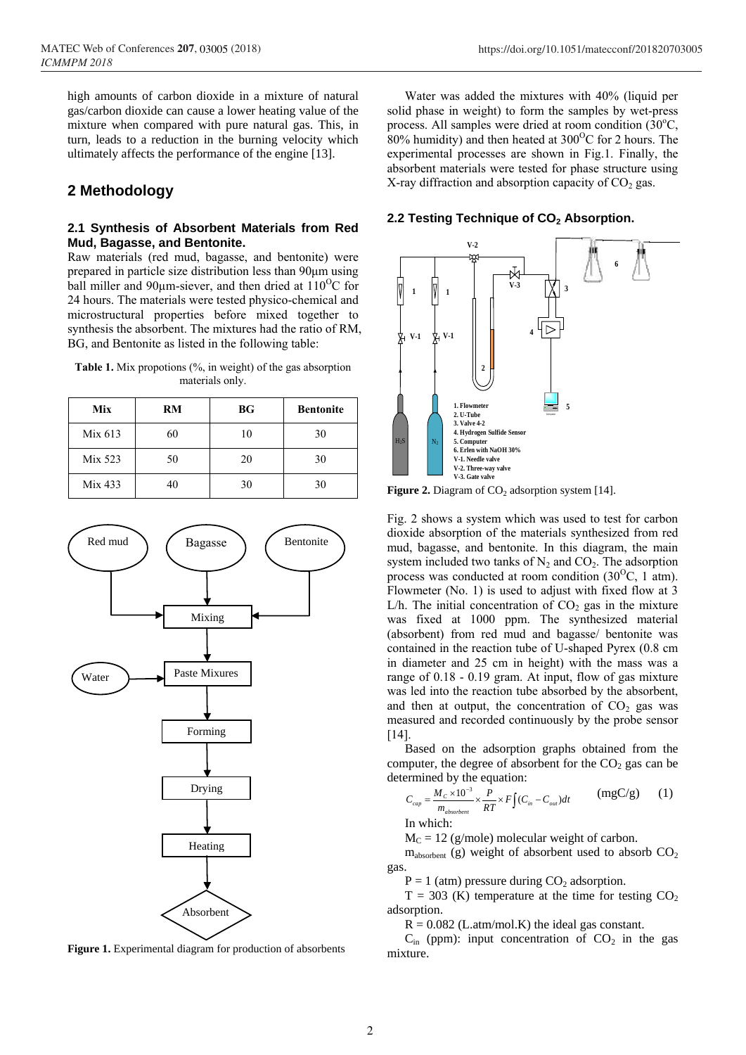high amounts of carbon dioxide in a mixture of natural gas/carbon dioxide can cause a lower heating value of the mixture when compared with pure natural gas. This, in turn, leads to a reduction in the burning velocity which ultimately affects the performance of the engine [13].

## 2 Methodology

### 2.1 Synthesis of Absorbent Materials from Red Mud, Bagasse, and Bentonite.

Raw materials (red mud, bagasse, and bentonite) were prepared in particle size distribution less than 90μm using ball miller and 90μm-siever, and then dried at 110$^{O}$C for 24 hours. The materials were tested physico-chemical and microstructural properties before mixed together to synthesis the absorbent. The mixtures had the ratio of RM, BG, and Bentonite as listed in the following table:

**Table 1.** Mix propotions (%, in weight) of the gas absorption materials only.

| Mix | RM | BG | Bentonite |
|---|---|---|---|
| Mix 613 | 60 | 10 | 30 |
| Mix 523 | 50 | 20 | 30 |
| Mix 433 | 40 | 30 | 30 |

**Figure 1.** Experimental diagram for production of absorbents

Water was added the mixtures with 40% (liquid per solid phase in weight) to form the samples by wet-press process. All samples were dried at room condition (30$^{o}$C, 80% humidity) and then heated at 300$^{O}$C for 2 hours. The experimental processes are shown in Fig.1. Finally, the absorbent materials were tested for phase structure using X-ray diffraction and absorption capacity of $CO_2$ gas.

### 2.2 Testing Technique of $CO_2$ Absorption.

**Figure 2.** Diagram of $CO_2$ adsorption system [14].

Fig. 2 shows a system which was used to test for carbon dioxide absorption of the materials synthesized from red mud, bagasse, and bentonite. In this diagram, the main system included two tanks of $N_2$ and $CO_2$. The adsorption process was conducted at room condition (30$^{O}$C, 1 atm). Flowmeter (No. 1) is used to adjust with fixed flow at 3 L/h. The initial concentration of $CO_2$ gas in the mixture was fixed at 1000 ppm. The synthesized material (absorbent) from red mud and bagasse/ bentonite was contained in the reaction tube of U-shaped Pyrex (0.8 cm in diameter and 25 cm in height) with the mass was a range of 0.18 - 0.19 gram. At input, flow of gas mixture was led into the reaction tube absorbed by the absorbent, and then at output, the concentration of $CO_2$ gas was measured and recorded continuously by the probe sensor [14].

Based on the adsorption graphs obtained from the computer, the degree of absorbent for the $CO_2$ gas can be determined by the equation:

$$C_{cap} = \frac{M_C \times 10^{-3}}{m_{absorbent}} \times \frac{P}{RT} \times F \int (C_{in} - C_{out}) dt \quad \text{(mgC/g)} \qquad (1)$$

In which:

$M_C$ = 12 (g/mole) molecular weight of carbon.

$m_{absorbent}$ (g) weight of absorbent used to absorb $CO_2$ gas.

$P$ = 1 (atm) pressure during $CO_2$ adsorption.

$T$ = 303 (K) temperature at the time for testing $CO_2$ adsorption.

$R$ = 0.082 (L.atm/mol.K) the ideal gas constant.

$C_{in}$ (ppm): input concentration of $CO_2$ in the gas mixture.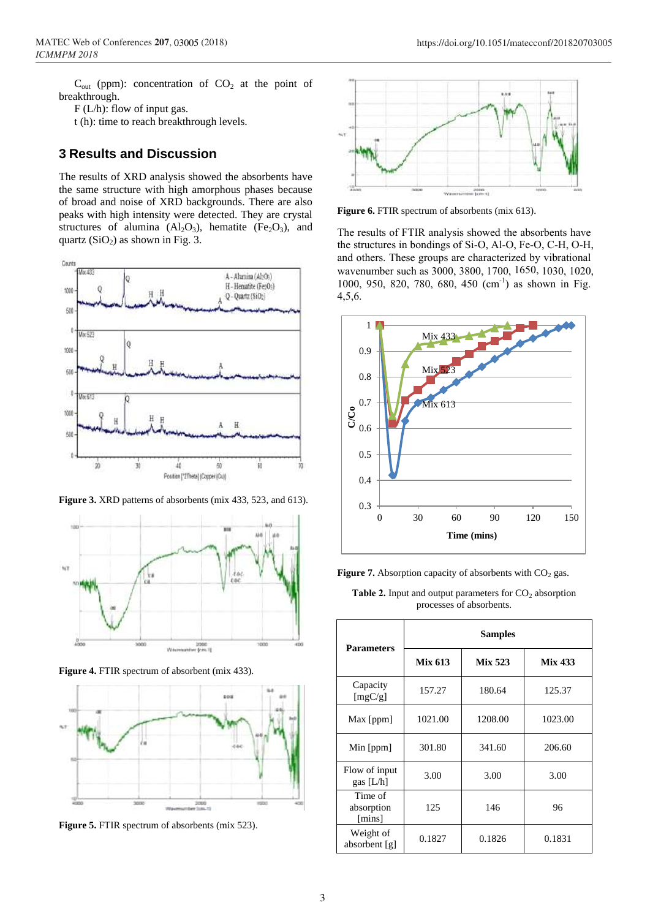$C_{out}$ (ppm): concentration of $CO_2$ at the point of breakthrough.

F (L/h): flow of input gas.

t (h): time to reach breakthrough levels.

## 3 Results and Discussion

The results of XRD analysis showed the absorbents have the same structure with high amorphous phases because of broad and noise of XRD backgrounds. There are also peaks with high intensity were detected. They are crystal structures of alumina ($Al_2O_3$), hematite ($Fe_2O_3$), and quartz ($SiO_2$) as shown in Fig. 3.

**Figure 3.** XRD patterns of absorbents (mix 433, 523, and 613).

**Figure 4.** FTIR spectrum of absorbent (mix 433).

**Figure 5.** FTIR spectrum of absorbents (mix 523).

**Figure 6.** FTIR spectrum of absorbents (mix 613).

The results of FTIR analysis showed the absorbents have the structures in bondings of Si-O, Al-O, Fe-O, C-H, O-H, and others. These groups are characterized by vibrational wavenumber such as 3000, 3800, 1700, 1650, 1030, 1020, 1000, 950, 820, 780, 680, 450 (cm$^{-1}$) as shown in Fig. 4,5,6.

**Figure 7.** Absorption capacity of absorbents with $CO_2$ gas.

**Table 2.** Input and output parameters for $CO_2$ absorption processes of absorbents.

| Parameters | Samples | | |
|---|---|---|---|
| | Mix 613 | Mix 523 | Mix 433 |
| Capacity [mgC/g] | 157.27 | 180.64 | 125.37 |
| Max [ppm] | 1021.00 | 1208.00 | 1023.00 |
| Min [ppm] | 301.80 | 341.60 | 206.60 |
| Flow of input gas [L/h] | 3.00 | 3.00 | 3.00 |
| Time of absorption [mins] | 125 | 146 | 96 |
| Weight of absorbent [g] | 0.1827 | 0.1826 | 0.1831 |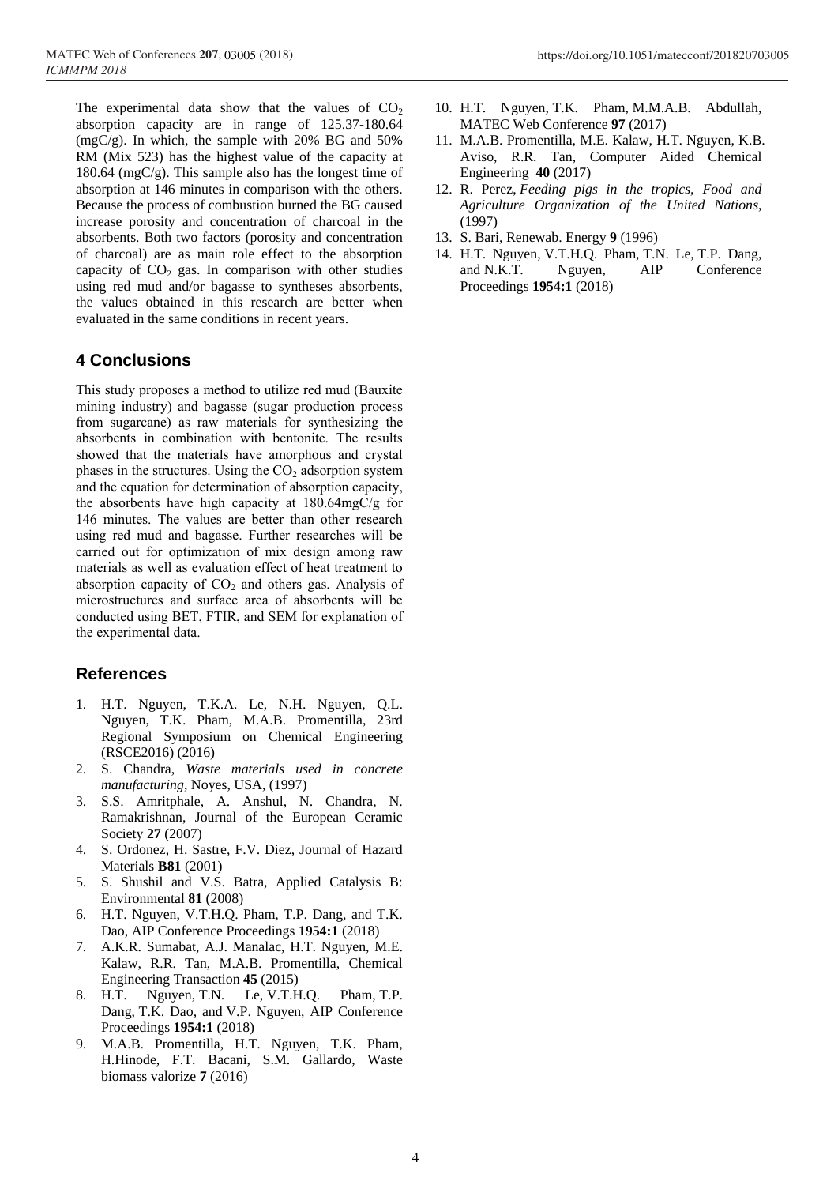The experimental data show that the values of $CO_2$ absorption capacity are in range of 125.37-180.64 (mgC/g). In which, the sample with 20% BG and 50% RM (Mix 523) has the highest value of the capacity at 180.64 (mgC/g). This sample also has the longest time of absorption at 146 minutes in comparison with the others. Because the process of combustion burned the BG caused increase porosity and concentration of charcoal in the absorbents. Both two factors (porosity and concentration of charcoal) are as main role effect to the absorption capacity of $CO_2$ gas. In comparison with other studies using red mud and/or bagasse to syntheses absorbents, the values obtained in this research are better when evaluated in the same conditions in recent years.

## 4 Conclusions

This study proposes a method to utilize red mud (Bauxite mining industry) and bagasse (sugar production process from sugarcane) as raw materials for synthesizing the absorbents in combination with bentonite. The results showed that the materials have amorphous and crystal phases in the structures. Using the $CO_2$ adsorption system and the equation for determination of absorption capacity, the absorbents have high capacity at 180.64mgC/g for 146 minutes. The values are better than other research using red mud and bagasse. Further researches will be carried out for optimization of mix design among raw materials as well as evaluation effect of heat treatment to absorption capacity of $CO_2$ and others gas. Analysis of microstructures and surface area of absorbents will be conducted using BET, FTIR, and SEM for explanation of the experimental data.

## References

1. H.T. Nguyen, T.K.A. Le, N.H. Nguyen, Q.L. Nguyen, T.K. Pham, M.A.B. Promentilla, 23rd Regional Symposium on Chemical Engineering (RSCE2016) (2016)
2. S. Chandra, *Waste materials used in concrete manufacturing*, Noyes, USA, (1997)
3. S.S. Amritphale, A. Anshul, N. Chandra, N. Ramakrishnan, Journal of the European Ceramic Society **27** (2007)
4. S. Ordonez, H. Sastre, F.V. Diez, Journal of Hazard Materials **B81** (2001)
5. S. Shushil and V.S. Batra, Applied Catalysis B: Environmental **81** (2008)
6. H.T. Nguyen, V.T.H.Q. Pham, T.P. Dang, and T.K. Dao, AIP Conference Proceedings **1954:1** (2018)
7. A.K.R. Sumabat, A.J. Manalac, H.T. Nguyen, M.E. Kalaw, R.R. Tan, M.A.B. Promentilla, Chemical Engineering Transaction **45** (2015)
8. H.T. Nguyen, T.N. Le, V.T.H.Q. Pham, T.P. Dang, T.K. Dao, and V.P. Nguyen, AIP Conference Proceedings **1954:1** (2018)
9. M.A.B. Promentilla, H.T. Nguyen, T.K. Pham, H.Hinode, F.T. Bacani, S.M. Gallardo, Waste biomass valorize **7** (2016)
10. H.T. Nguyen, T.K. Pham, M.M.A.B. Abdullah, MATEC Web Conference **97** (2017)
11. M.A.B. Promentilla, M.E. Kalaw, H.T. Nguyen, K.B. Aviso, R.R. Tan, Computer Aided Chemical Engineering **40** (2017)
12. R. Perez, *Feeding pigs in the tropics, Food and Agriculture Organization of the United Nations*, (1997)
13. S. Bari, Renewab. Energy **9** (1996)
14. H.T. Nguyen, V.T.H.Q. Pham, T.N. Le, T.P. Dang, and N.K.T. Nguyen, AIP Conference Proceedings **1954:1** (2018)